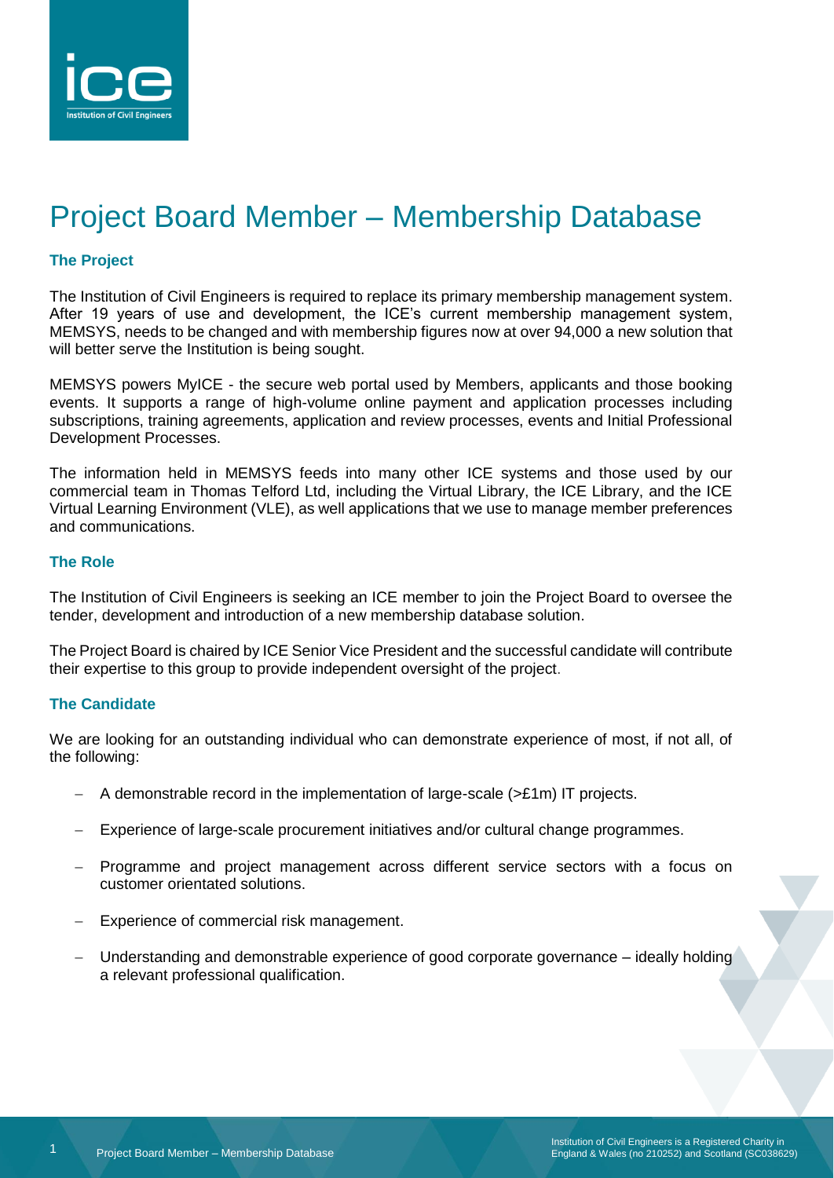# Project Board Member – Membership Database

### The Project

The Institution of Civil Engineers is required to replace its primary membership management system. After 19 years of use and development, the ICE's current membership management system, MEMSYS, needs to be changed and with membership figures now at over 94,000 a new solution that will better serve the Institution is being sought.

MEMSYS powers MyICE - the secure web portal used by Members, applicants and those booking events. It supports a range of high-volume online payment and application processes including subscriptions, training agreements, application and review processes, events and Initial Professional Development Processes.

The information held in MEMSYS feeds into many other ICE systems and those used by our commercial team in Thomas Telford Ltd, including the Virtual Library, the ICE Library, and the ICE Virtual Learning Environment (VLE), as well applications that we use to manage member preferences and communications.

### The Role

The Institution of Civil Engineers is seeking an ICE member to join the Project Board to oversee the tender, development and introduction of a new membership database solution.

The Project Board is chaired by ICE Senior Vice President and the successful candidate will contribute their expertise to this group to provide independent oversight of the project.

### The Candidate

We are looking for an outstanding individual who can demonstrate experience of most, if not all, of the following:

- A demonstrable record in the implementation of large-scale (>£1m) IT projects.
- Experience of large-scale procurement initiatives and/or cultural change programmes.
- Programme and project management across different service sectors with a focus on customer orientated solutions.
- Experience of commercial risk management.
- Understanding and demonstrable experience of good corporate governance – ideally holding a relevant professional qualification.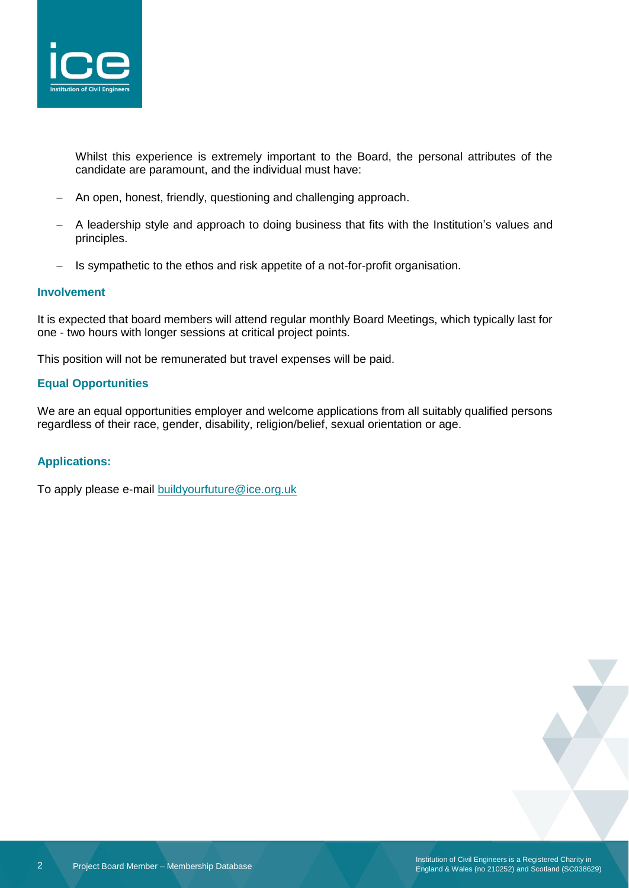Whilst this experience is extremely important to the Board, the personal attributes of the candidate are paramount, and the individual must have:

- An open, honest, friendly, questioning and challenging approach.
- A leadership style and approach to doing business that fits with the Institution's values and principles.
- Is sympathetic to the ethos and risk appetite of a not-for-profit organisation.

### Involvement

It is expected that board members will attend regular monthly Board Meetings, which typically last for one - two hours with longer sessions at critical project points.

This position will not be remunerated but travel expenses will be paid.

### Equal Opportunities

We are an equal opportunities employer and welcome applications from all suitably qualified persons regardless of their race, gender, disability, religion/belief, sexual orientation or age.

### Applications:

To apply please e-mail buildyourfuture@ice.org.uk